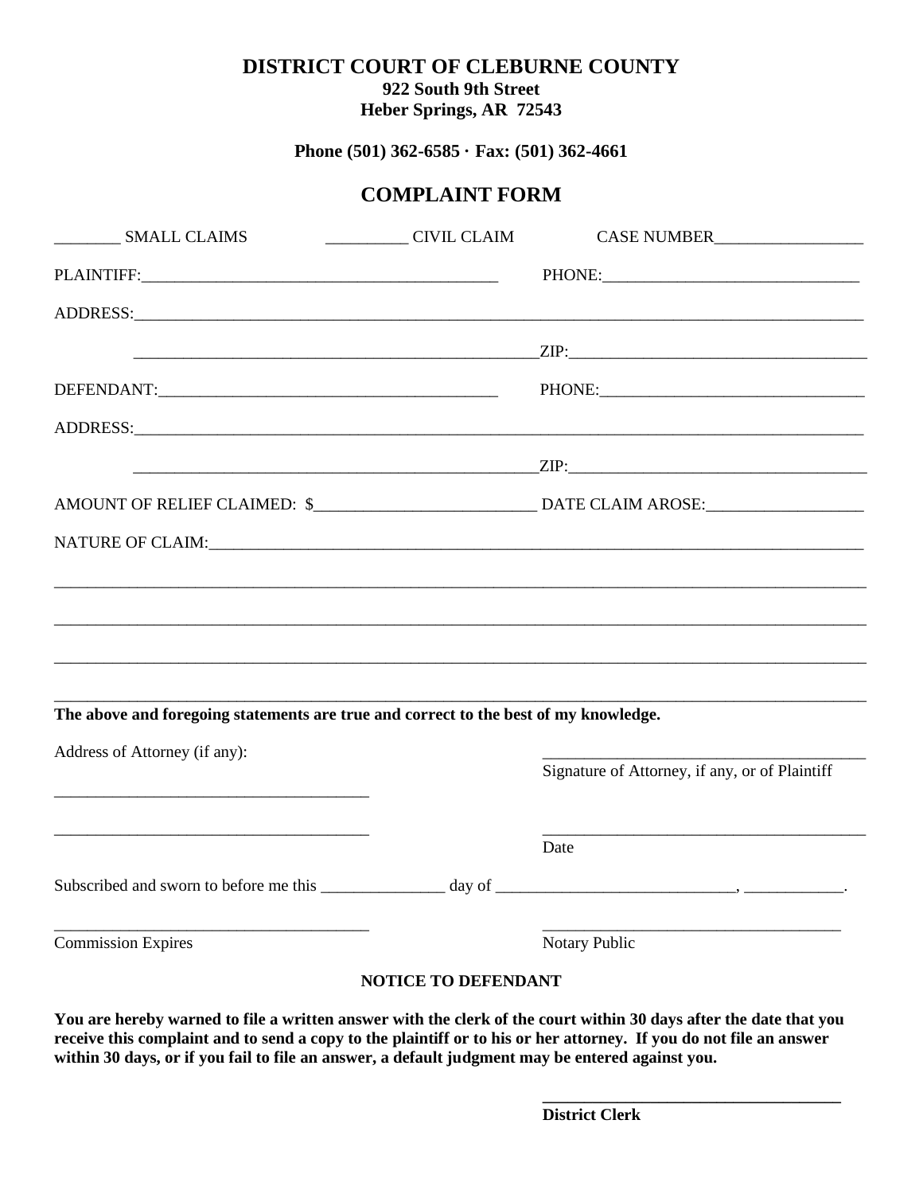# DISTRICT COURT OF CLEBURNE COUNTY

**922 South 9th Street**
**Heber Springs, AR 72543**

**Phone (501) 362-6585 · Fax: (501) 362-4661**

## COMPLAINT FORM

________ SMALL CLAIMS __________ CIVIL CLAIM CASE NUMBER__________________

PLAINTIFF:____________________________________________ PHONE:_______________________________

ADDRESS:_____________________________________________________________________________________

_________________________________________________ZIP:_____________________________________

DEFENDANT:___________________________________________ PHONE:________________________________

ADDRESS:_____________________________________________________________________________________

_________________________________________________ZIP:_____________________________________

AMOUNT OF RELIEF CLAIMED: $__________________________ DATE CLAIM AROSE:___________________

NATURE OF CLAIM:_____________________________________________________________________________

_____________________________________________________________________________________________

_____________________________________________________________________________________________

_____________________________________________________________________________________________

_____________________________________________________________________________________________

**The above and foregoing statements are true and correct to the best of my knowledge.**

Address of Attorney (if any):

_______________________________________
Signature of Attorney, if any, or of Plaintiff

_______________________________________

_______________________________________

_______________________________________
Date

Subscribed and sworn to before me this _______________ day of _____________________________, ____________.

_______________________________________
Commission Expires

_______________________________________
Notary Public

**NOTICE TO DEFENDANT**

**You are hereby warned to file a written answer with the clerk of the court within 30 days after the date that you receive this complaint and to send a copy to the plaintiff or to his or her attorney. If you do not file an answer within 30 days, or if you fail to file an answer, a default judgment may be entered against you.**

_______________________________________
**District Clerk**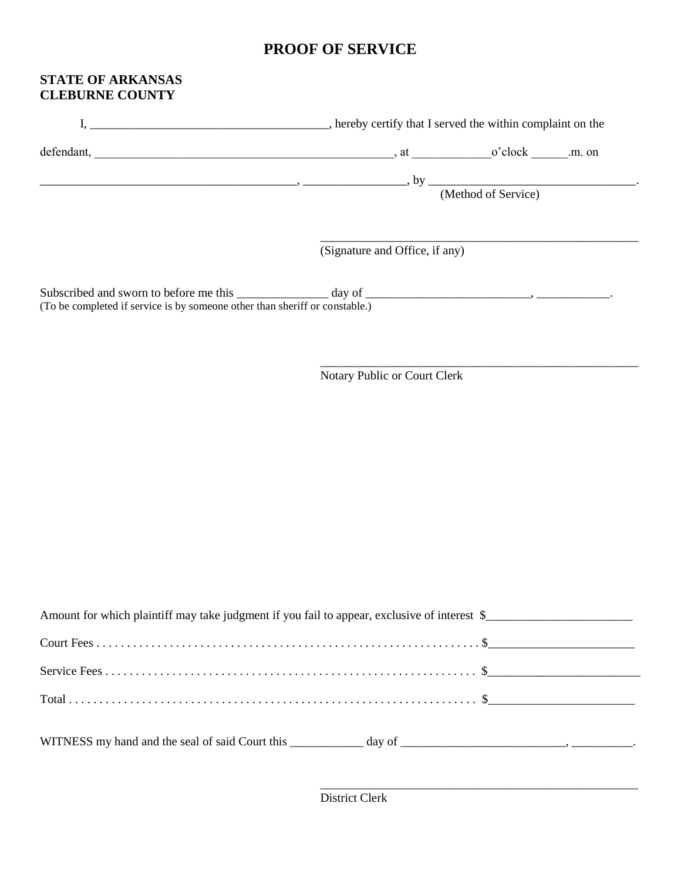# PROOF OF SERVICE

**STATE OF ARKANSAS**
**CLEBURNE COUNTY**

I, ______________________________________, hereby certify that I served the within complaint on the

defendant, _________________________________________________, at ____________o'clock ______.m. on

__________________________________________, ________________, by _________________________________.
(Method of Service)

_____________________________________________________
(Signature and Office, if any)

Subscribed and sworn to before me this _______________ day of __________________________, ____________.
(To be completed if service is by someone other than sheriff or constable.)

_____________________________________________________
Notary Public or Court Clerk

Amount for which plaintiff may take judgment if you fail to appear, exclusive of interest $_______________________

Court Fees . . . . . . . . . . . . . . . . . . . . . . . . . . . . . . . . . . . . . . . . . . . . . . . . . . . . . . . . . . . . . $_______________________

Service Fees . . . . . . . . . . . . . . . . . . . . . . . . . . . . . . . . . . . . . . . . . . . . . . . . . . . . . . . . . . . $________________________

Total . . . . . . . . . . . . . . . . . . . . . . . . . . . . . . . . . . . . . . . . . . . . . . . . . . . . . . . . . . . . . . . . $_______________________

WITNESS my hand and the seal of said Court this ___________ day of _________________________, __________.

_____________________________________________________
District Clerk